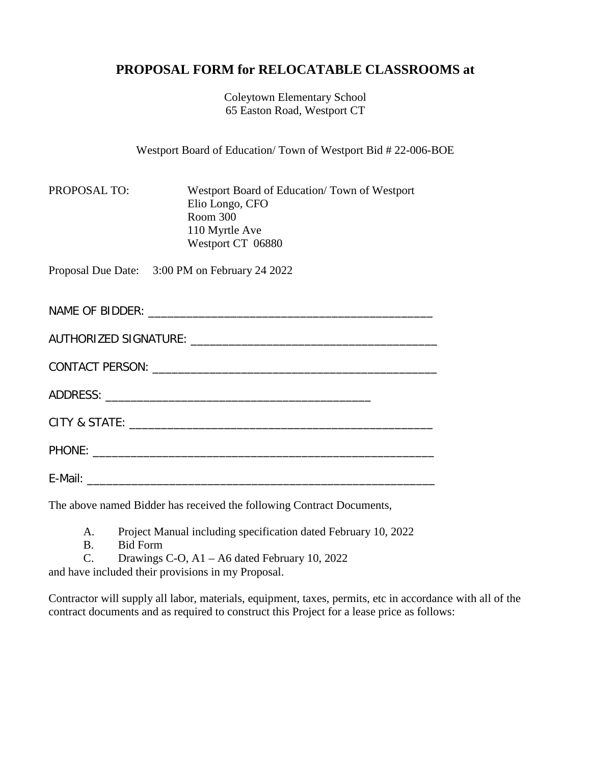# PROPOSAL FORM for RELOCATABLE CLASSROOMS at

Coleytown Elementary School
65 Easton Road, Westport CT

Westport Board of Education/ Town of Westport Bid # 22-006-BOE

PROPOSAL TO: Westport Board of Education/ Town of Westport
Elio Longo, CFO
Room 300
110 Myrtle Ave
Westport CT 06880

Proposal Due Date: 3:00 PM on February 24 2022

NAME OF BIDDER: ______________________________________________

AUTHORIZED SIGNATURE: ________________________________________

CONTACT PERSON: _____________________________________________

ADDRESS: _________________________________________

CITY & STATE: ________________________________________________

PHONE: _____________________________________________________

E-Mail: _____________________________________________________

The above named Bidder has received the following Contract Documents,

A. Project Manual including specification dated February 10, 2022
B. Bid Form
C. Drawings C-O, A1 – A6 dated February 10, 2022

and have included their provisions in my Proposal.

Contractor will supply all labor, materials, equipment, taxes, permits, etc in accordance with all of the contract documents and as required to construct this Project for a lease price as follows: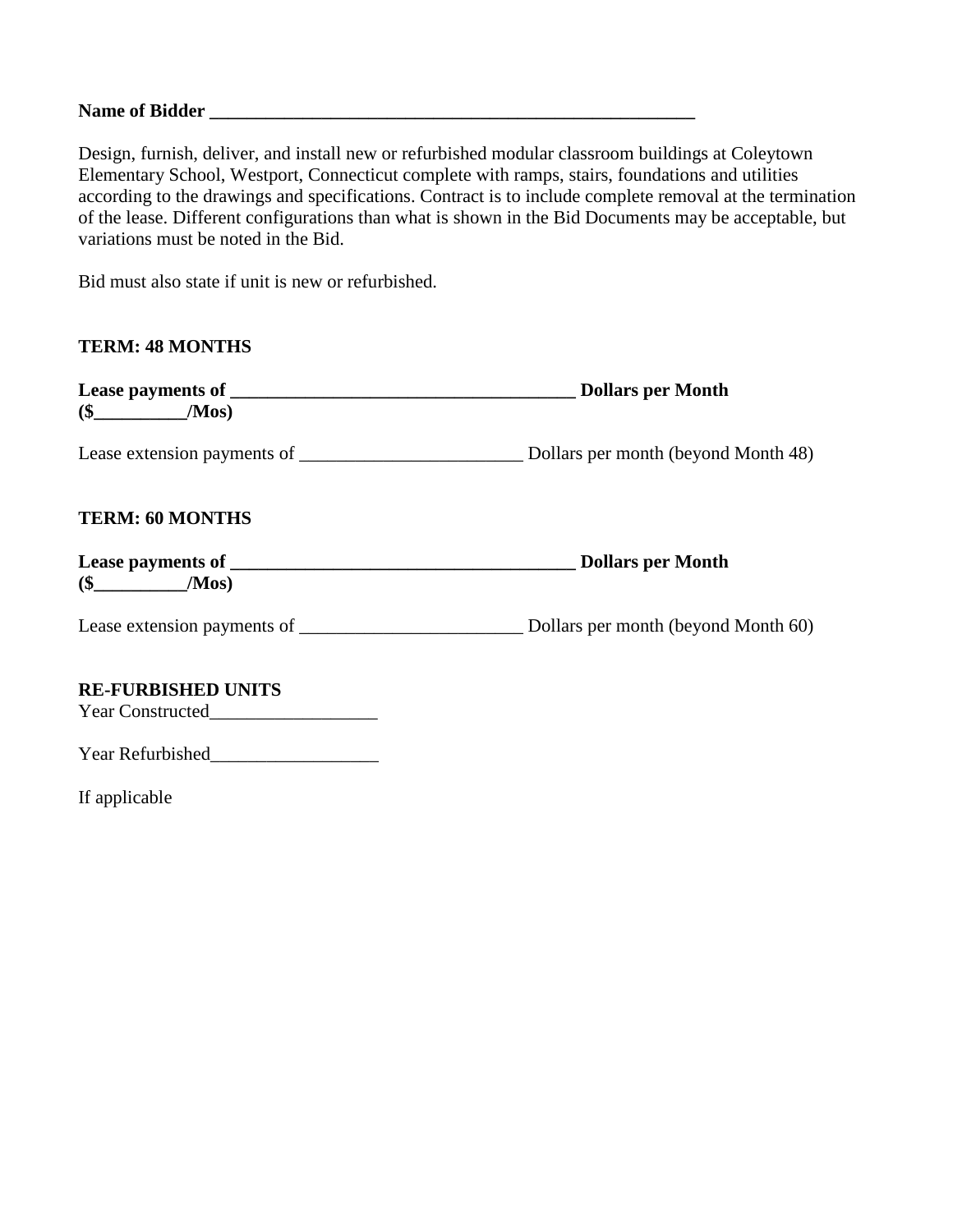**Name of Bidder \_\_\_\_\_\_\_\_\_\_\_\_\_\_\_\_\_\_\_\_\_\_\_\_\_\_\_\_\_\_\_\_\_\_\_\_\_\_\_\_\_\_\_\_\_\_\_\_\_\_\_\_\_\_\_\_**

Design, furnish, deliver, and install new or refurbished modular classroom buildings at Coleytown Elementary School, Westport, Connecticut complete with ramps, stairs, foundations and utilities according to the drawings and specifications. Contract is to include complete removal at the termination of the lease. Different configurations than what is shown in the Bid Documents may be acceptable, but variations must be noted in the Bid.

Bid must also state if unit is new or refurbished.

**TERM: 48 MONTHS**

**Lease payments of \_\_\_\_\_\_\_\_\_\_\_\_\_\_\_\_\_\_\_\_\_\_\_\_\_\_\_\_\_\_\_\_\_\_\_\_\_\_\_ Dollars per Month ($\_\_\_\_\_\_\_\_\_\_/Mos)**

Lease extension payments of \_\_\_\_\_\_\_\_\_\_\_\_\_\_\_\_\_\_\_\_\_\_\_\_\_ Dollars per month (beyond Month 48)

**TERM: 60 MONTHS**

**Lease payments of \_\_\_\_\_\_\_\_\_\_\_\_\_\_\_\_\_\_\_\_\_\_\_\_\_\_\_\_\_\_\_\_\_\_\_\_\_\_\_ Dollars per Month ($\_\_\_\_\_\_\_\_\_\_/Mos)**

Lease extension payments of \_\_\_\_\_\_\_\_\_\_\_\_\_\_\_\_\_\_\_\_\_\_\_\_\_ Dollars per month (beyond Month 60)

**RE-FURBISHED UNITS**

Year Constructed\_\_\_\_\_\_\_\_\_\_\_\_\_\_\_\_\_\_

Year Refurbished\_\_\_\_\_\_\_\_\_\_\_\_\_\_\_\_\_\_

If applicable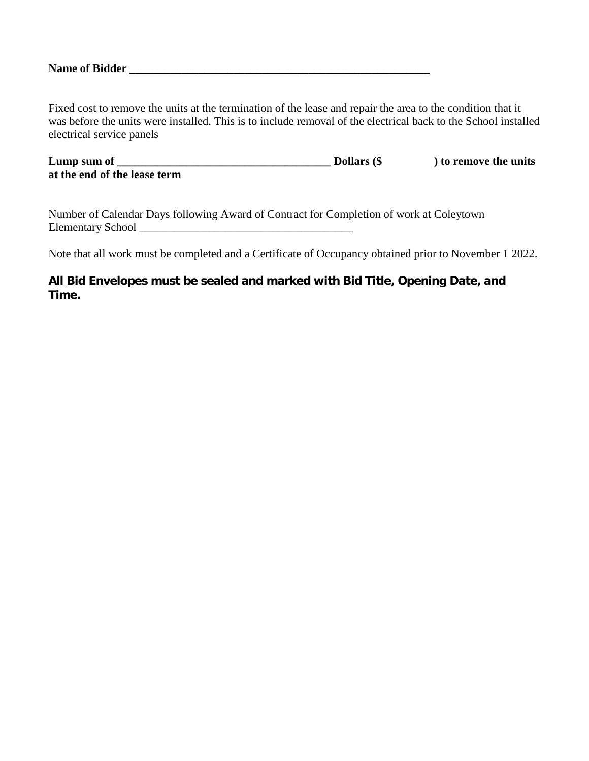**Name of Bidder \_\_\_\_\_\_\_\_\_\_\_\_\_\_\_\_\_\_\_\_\_\_\_\_\_\_\_\_\_\_\_\_\_\_\_\_\_\_\_\_\_\_\_\_\_\_\_\_\_\_\_\_\_\_\_**

Fixed cost to remove the units at the termination of the lease and repair the area to the condition that it was before the units were installed. This is to include removal of the electrical back to the School installed electrical service panels

**Lump sum of \_\_\_\_\_\_\_\_\_\_\_\_\_\_\_\_\_\_\_\_\_\_\_\_\_\_\_\_\_\_\_\_\_\_\_\_\_\_ Dollars ($ &nbsp;&nbsp;&nbsp;&nbsp;&nbsp;&nbsp;&nbsp;&nbsp;&nbsp;&nbsp;) to remove the units at the end of the lease term**

Number of Calendar Days following Award of Contract for Completion of work at Coleytown Elementary School \_\_\_\_\_\_\_\_\_\_\_\_\_\_\_\_\_\_\_\_\_\_\_\_\_\_\_\_\_\_\_\_\_\_\_\_\_\_

Note that all work must be completed and a Certificate of Occupancy obtained prior to November 1 2022.

**All Bid Envelopes must be sealed and marked with Bid Title, Opening Date, and Time.**